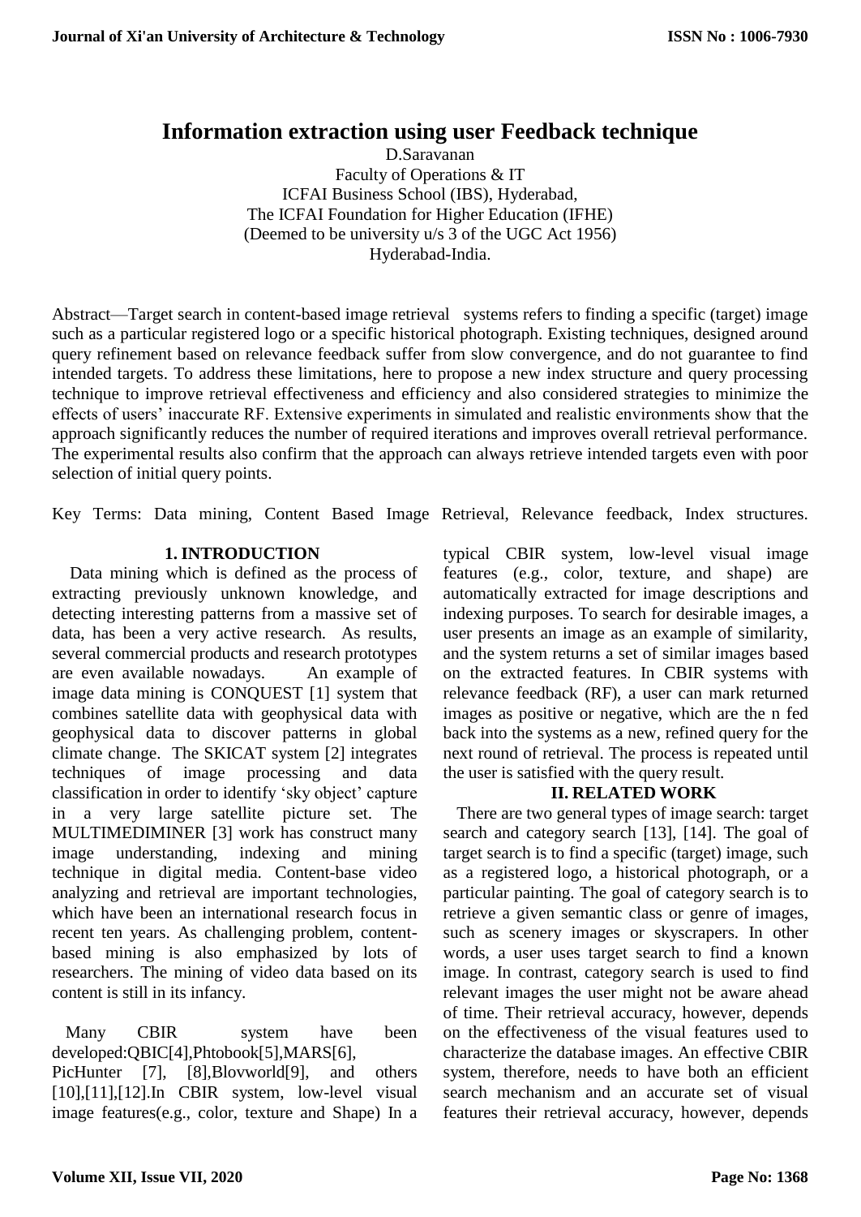# Information extraction using user Feedback technique

D.Saravanan
Faculty of Operations & IT
ICFAI Business School (IBS), Hyderabad,
The ICFAI Foundation for Higher Education (IFHE)
(Deemed to be university u/s 3 of the UGC Act 1956)
Hyderabad-India.

Abstract—Target search in content-based image retrieval systems refers to finding a specific (target) image such as a particular registered logo or a specific historical photograph. Existing techniques, designed around query refinement based on relevance feedback suffer from slow convergence, and do not guarantee to find intended targets. To address these limitations, here to propose a new index structure and query processing technique to improve retrieval effectiveness and efficiency and also considered strategies to minimize the effects of users' inaccurate RF. Extensive experiments in simulated and realistic environments show that the approach significantly reduces the number of required iterations and improves overall retrieval performance. The experimental results also confirm that the approach can always retrieve intended targets even with poor selection of initial query points.

Key Terms: Data mining, Content Based Image Retrieval, Relevance feedback, Index structures.

## 1. INTRODUCTION

Data mining which is defined as the process of extracting previously unknown knowledge, and detecting interesting patterns from a massive set of data, has been a very active research. As results, several commercial products and research prototypes are even available nowadays. An example of image data mining is CONQUEST [1] system that combines satellite data with geophysical data with geophysical data to discover patterns in global climate change. The SKICAT system [2] integrates techniques of image processing and data classification in order to identify 'sky object' capture in a very large satellite picture set. The MULTIMEDIMINER [3] work has construct many image understanding, indexing and mining technique in digital media. Content-base video analyzing and retrieval are important technologies, which have been an international research focus in recent ten years. As challenging problem, content-based mining is also emphasized by lots of researchers. The mining of video data based on its content is still in its infancy.

Many CBIR system have been developed:QBIC[4],Phtobook[5],MARS[6], PicHunter [7], [8],Blovworld[9], and others [10],[11],[12].In CBIR system, low-level visual image features(e.g., color, texture and Shape) In a typical CBIR system, low-level visual image features (e.g., color, texture, and shape) are automatically extracted for image descriptions and indexing purposes. To search for desirable images, a user presents an image as an example of similarity, and the system returns a set of similar images based on the extracted features. In CBIR systems with relevance feedback (RF), a user can mark returned images as positive or negative, which are the n fed back into the systems as a new, refined query for the next round of retrieval. The process is repeated until the user is satisfied with the query result.

## II. RELATED WORK

There are two general types of image search: target search and category search [13], [14]. The goal of target search is to find a specific (target) image, such as a registered logo, a historical photograph, or a particular painting. The goal of category search is to retrieve a given semantic class or genre of images, such as scenery images or skyscrapers. In other words, a user uses target search to find a known image. In contrast, category search is used to find relevant images the user might not be aware ahead of time. Their retrieval accuracy, however, depends on the effectiveness of the visual features used to characterize the database images. An effective CBIR system, therefore, needs to have both an efficient search mechanism and an accurate set of visual features their retrieval accuracy, however, depends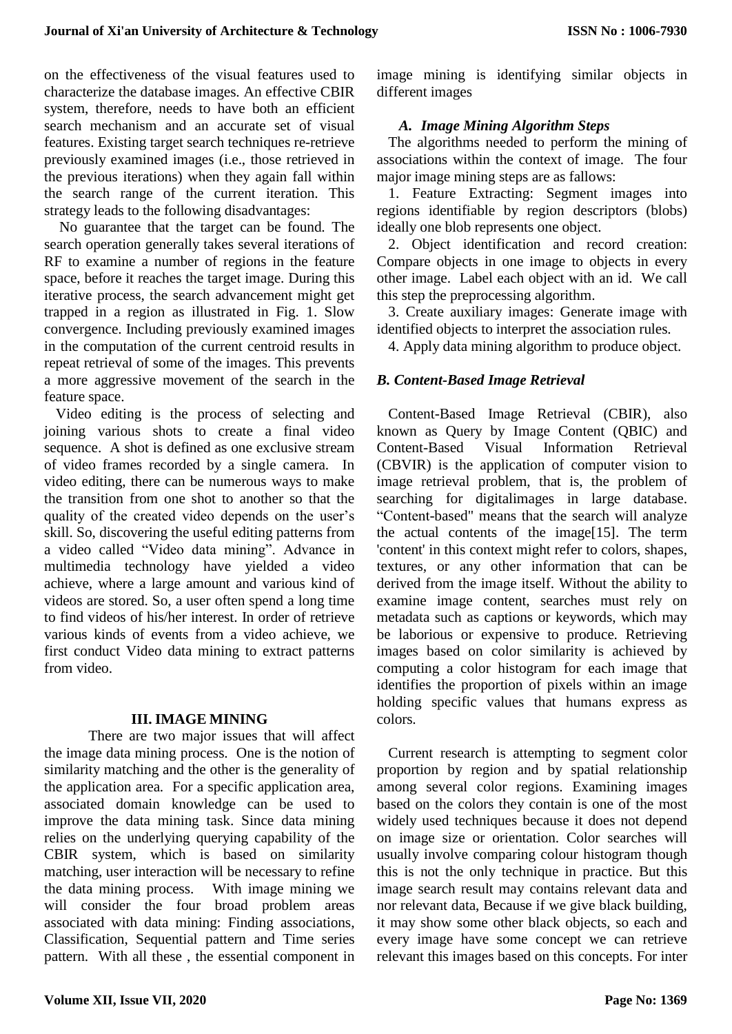on the effectiveness of the visual features used to characterize the database images. An effective CBIR system, therefore, needs to have both an efficient search mechanism and an accurate set of visual features. Existing target search techniques re-retrieve previously examined images (i.e., those retrieved in the previous iterations) when they again fall within the search range of the current iteration. This strategy leads to the following disadvantages:

No guarantee that the target can be found. The search operation generally takes several iterations of RF to examine a number of regions in the feature space, before it reaches the target image. During this iterative process, the search advancement might get trapped in a region as illustrated in Fig. 1. Slow convergence. Including previously examined images in the computation of the current centroid results in repeat retrieval of some of the images. This prevents a more aggressive movement of the search in the feature space.

Video editing is the process of selecting and joining various shots to create a final video sequence. A shot is defined as one exclusive stream of video frames recorded by a single camera. In video editing, there can be numerous ways to make the transition from one shot to another so that the quality of the created video depends on the user's skill. So, discovering the useful editing patterns from a video called "Video data mining". Advance in multimedia technology have yielded a video achieve, where a large amount and various kind of videos are stored. So, a user often spend a long time to find videos of his/her interest. In order of retrieve various kinds of events from a video achieve, we first conduct Video data mining to extract patterns from video.

## III. IMAGE MINING

There are two major issues that will affect the image data mining process. One is the notion of similarity matching and the other is the generality of the application area. For a specific application area, associated domain knowledge can be used to improve the data mining task. Since data mining relies on the underlying querying capability of the CBIR system, which is based on similarity matching, user interaction will be necessary to refine the data mining process. With image mining we will consider the four broad problem areas associated with data mining: Finding associations, Classification, Sequential pattern and Time series pattern. With all these , the essential component in image mining is identifying similar objects in different images

### *A. Image Mining Algorithm Steps*

The algorithms needed to perform the mining of associations within the context of image. The four major image mining steps are as fallows:

1. Feature Extracting: Segment images into regions identifiable by region descriptors (blobs) ideally one blob represents one object.
2. Object identification and record creation: Compare objects in one image to objects in every other image. Label each object with an id. We call this step the preprocessing algorithm.
3. Create auxiliary images: Generate image with identified objects to interpret the association rules.
4. Apply data mining algorithm to produce object.

### *B. Content-Based Image Retrieval*

Content-Based Image Retrieval (CBIR), also known as Query by Image Content (QBIC) and Content-Based Visual Information Retrieval (CBVIR) is the application of computer vision to image retrieval problem, that is, the problem of searching for digitalimages in large database. "Content-based" means that the search will analyze the actual contents of the image[15]. The term 'content' in this context might refer to colors, shapes, textures, or any other information that can be derived from the image itself. Without the ability to examine image content, searches must rely on metadata such as captions or keywords, which may be laborious or expensive to produce. Retrieving images based on color similarity is achieved by computing a color histogram for each image that identifies the proportion of pixels within an image holding specific values that humans express as colors.

Current research is attempting to segment color proportion by region and by spatial relationship among several color regions. Examining images based on the colors they contain is one of the most widely used techniques because it does not depend on image size or orientation. Color searches will usually involve comparing colour histogram though this is not the only technique in practice. But this image search result may contains relevant data and nor relevant data, Because if we give black building, it may show some other black objects, so each and every image have some concept we can retrieve relevant this images based on this concepts. For inter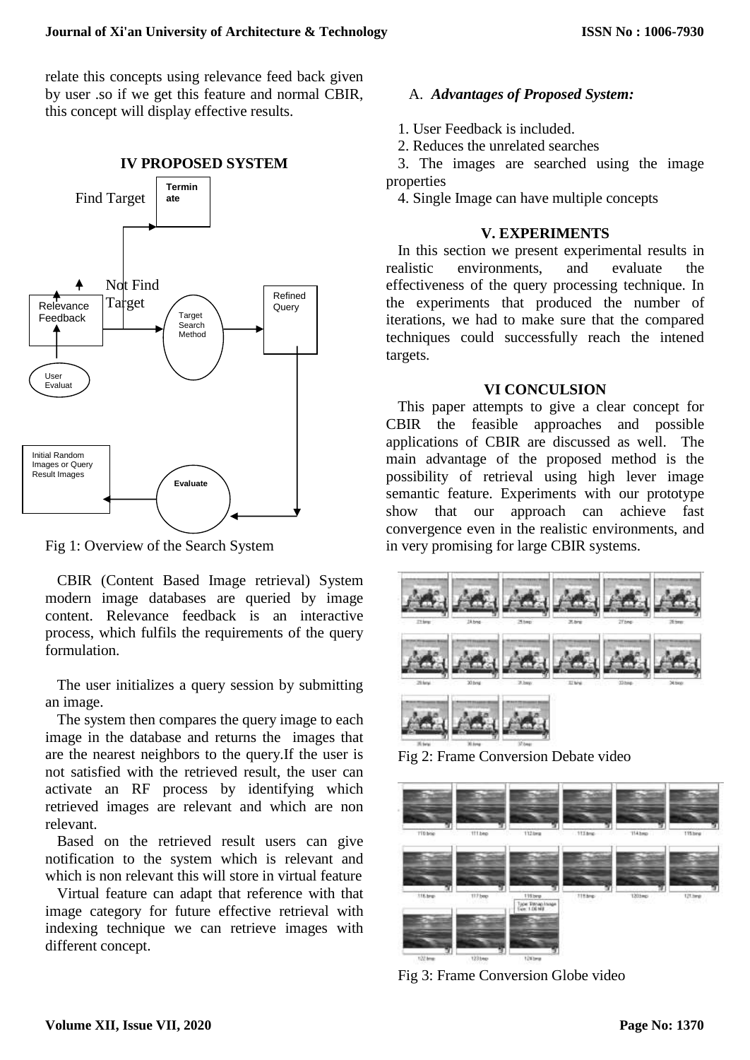relate this concepts using relevance feed back given by user .so if we get this feature and normal CBIR, this concept will display effective results.

## IV PROPOSED SYSTEM

Fig 1: Overview of the Search System

CBIR (Content Based Image retrieval) System modern image databases are queried by image content. Relevance feedback is an interactive process, which fulfils the requirements of the query formulation.

The user initializes a query session by submitting an image.

The system then compares the query image to each image in the database and returns the images that are the nearest neighbors to the query.If the user is not satisfied with the retrieved result, the user can activate an RF process by identifying which retrieved images are relevant and which are non relevant.

Based on the retrieved result users can give notification to the system which is relevant and which is non relevant this will store in virtual feature

Virtual feature can adapt that reference with that image category for future effective retrieval with indexing technique we can retrieve images with different concept.

### A. *Advantages of Proposed System:*

1. User Feedback is included.
2. Reduces the unrelated searches
3. The images are searched using the image properties
4. Single Image can have multiple concepts

## V. EXPERIMENTS

In this section we present experimental results in realistic environments, and evaluate the effectiveness of the query processing technique. In the experiments that produced the number of iterations, we had to make sure that the compared techniques could successfully reach the intened targets.

## VI CONCULSION

This paper attempts to give a clear concept for CBIR the feasible approaches and possible applications of CBIR are discussed as well. The main advantage of the proposed method is the possibility of retrieval using high lever image semantic feature. Experiments with our prototype show that our approach can achieve fast convergence even in the realistic environments, and in very promising for large CBIR systems.

Fig 2: Frame Conversion Debate video

Fig 3: Frame Conversion Globe video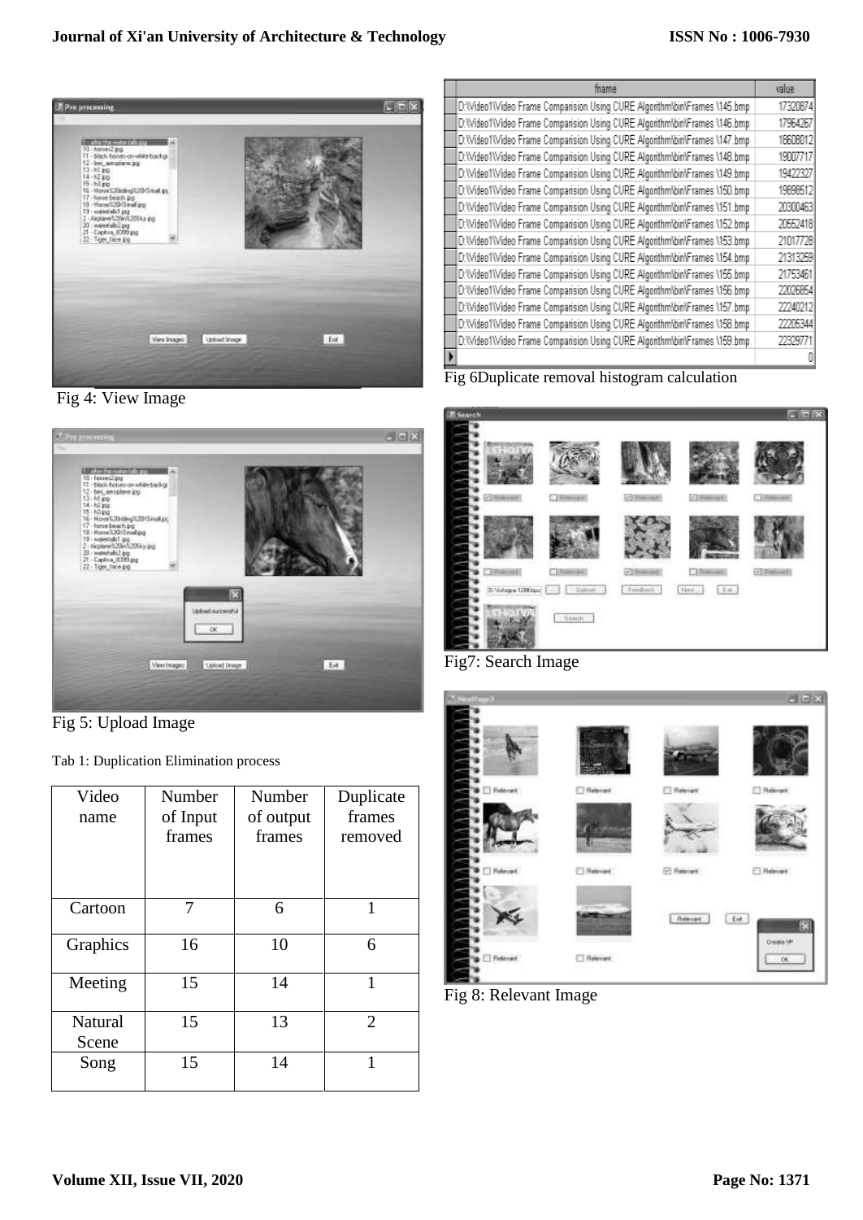Fig 4: View Image

Fig 5: Upload Image

Tab 1: Duplication Elimination process

| Video name | Number of Input frames | Number of output frames | Duplicate frames removed |
|---|---|---|---|
| Cartoon | 7 | 6 | 1 |
| Graphics | 16 | 10 | 6 |
| Meeting | 15 | 14 | 1 |
| Natural Scene | 15 | 13 | 2 |
| Song | 15 | 14 | 1 |

Fig 6Duplicate removal histogram calculation

Fig7: Search Image

Fig 8: Relevant Image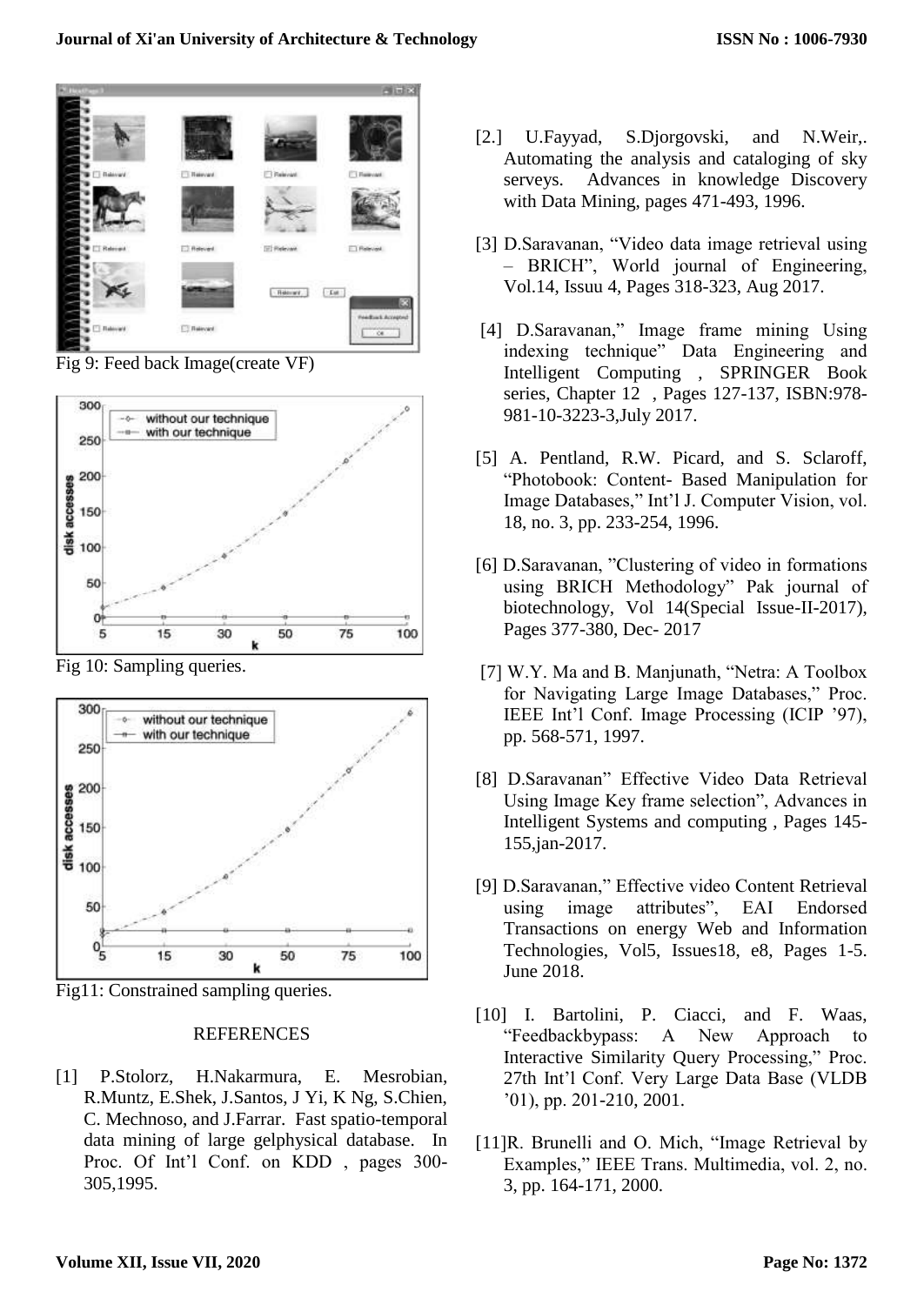Fig 9: Feed back Image(create VF)

Fig 10: Sampling queries.

Fig11: Constrained sampling queries.

## REFERENCES

[1] P.Stolorz, H.Nakarmura, E. Mesrobian, R.Muntz, E.Shek, J.Santos, J Yi, K Ng, S.Chien, C. Mechnoso, and J.Farrar. Fast spatio-temporal data mining of large gelphysical database. In Proc. Of Int'l Conf. on KDD , pages 300-305,1995.

[2.] U.Fayyad, S.Djorgovski, and N.Weir,. Automating the analysis and cataloging of sky serveys. Advances in knowledge Discovery with Data Mining, pages 471-493, 1996.

[3] D.Saravanan, "Video data image retrieval using – BRICH", World journal of Engineering, Vol.14, Issuu 4, Pages 318-323, Aug 2017.

[4] D.Saravanan," Image frame mining Using indexing technique" Data Engineering and Intelligent Computing , SPRINGER Book series, Chapter 12 , Pages 127-137, ISBN:978-981-10-3223-3,July 2017.

[5] A. Pentland, R.W. Picard, and S. Sclaroff, "Photobook: Content- Based Manipulation for Image Databases," Int'l J. Computer Vision, vol. 18, no. 3, pp. 233-254, 1996.

[6] D.Saravanan, "Clustering of video in formations using BRICH Methodology" Pak journal of biotechnology, Vol 14(Special Issue-II-2017), Pages 377-380, Dec- 2017

[7] W.Y. Ma and B. Manjunath, "Netra: A Toolbox for Navigating Large Image Databases," Proc. IEEE Int'l Conf. Image Processing (ICIP '97), pp. 568-571, 1997.

[8] D.Saravanan" Effective Video Data Retrieval Using Image Key frame selection", Advances in Intelligent Systems and computing , Pages 145-155,jan-2017.

[9] D.Saravanan," Effective video Content Retrieval using image attributes", EAI Endorsed Transactions on energy Web and Information Technologies, Vol5, Issues18, e8, Pages 1-5. June 2018.

[10] I. Bartolini, P. Ciacci, and F. Waas, "Feedbackbypass: A New Approach to Interactive Similarity Query Processing," Proc. 27th Int'l Conf. Very Large Data Base (VLDB '01), pp. 201-210, 2001.

[11]R. Brunelli and O. Mich, "Image Retrieval by Examples," IEEE Trans. Multimedia, vol. 2, no. 3, pp. 164-171, 2000.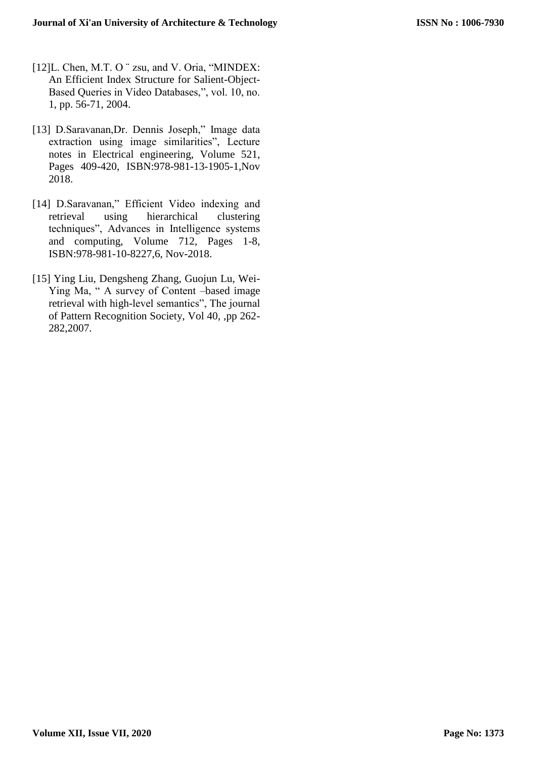[12]L. Chen, M.T. O ̈ zsu, and V. Oria, "MINDEX: An Efficient Index Structure for Salient-Object-Based Queries in Video Databases,", vol. 10, no. 1, pp. 56-71, 2004.

[13] D.Saravanan,Dr. Dennis Joseph," Image data extraction using image similarities", Lecture notes in Electrical engineering, Volume 521, Pages 409-420, ISBN:978-981-13-1905-1,Nov 2018.

[14] D.Saravanan," Efficient Video indexing and retrieval using hierarchical clustering techniques", Advances in Intelligence systems and computing, Volume 712, Pages 1-8, ISBN:978-981-10-8227,6, Nov-2018.

[15] Ying Liu, Dengsheng Zhang, Guojun Lu, Wei-Ying Ma, " A survey of Content –based image retrieval with high-level semantics", The journal of Pattern Recognition Society, Vol 40, ,pp 262-282,2007.